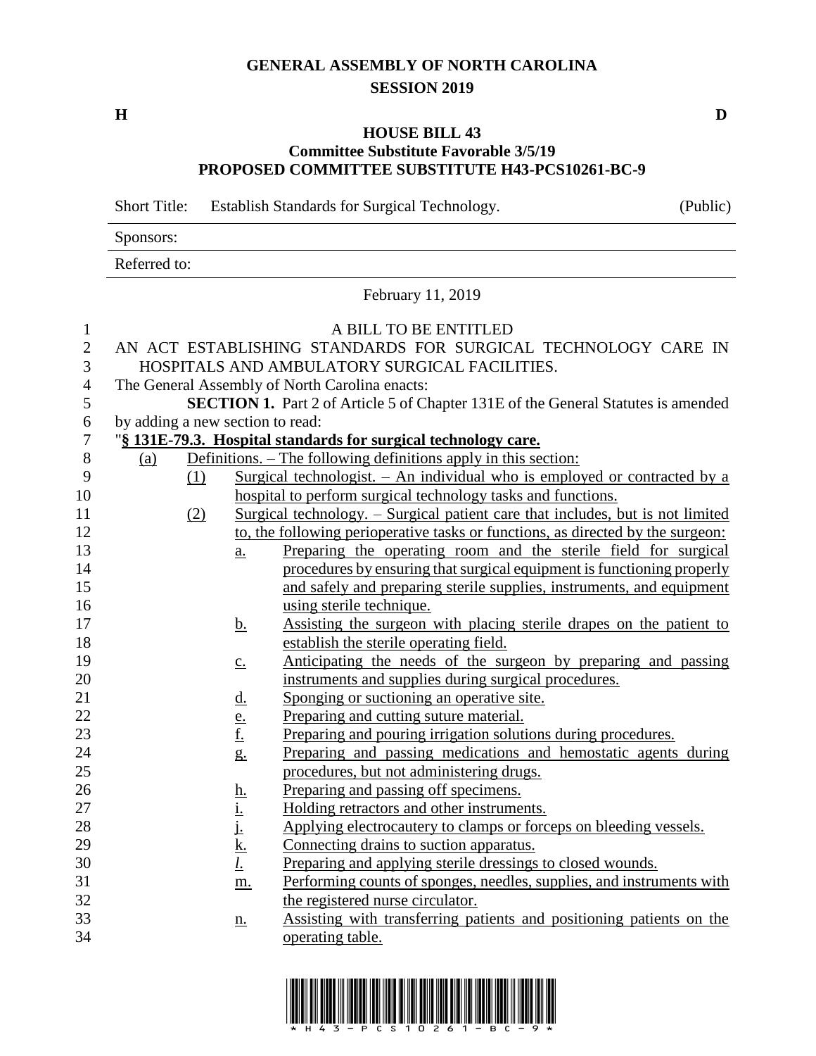**GENERAL ASSEMBLY OF NORTH CAROLINA**
**SESSION 2019**

**H** **D**

**HOUSE BILL 43**
**Committee Substitute Favorable 3/5/19**
**PROPOSED COMMITTEE SUBSTITUTE H43-PCS10261-BC-9**

Short Title: Establish Standards for Surgical Technology. (Public)

Sponsors:

Referred to:

February 11, 2019

A BILL TO BE ENTITLED

AN ACT ESTABLISHING STANDARDS FOR SURGICAL TECHNOLOGY CARE IN HOSPITALS AND AMBULATORY SURGICAL FACILITIES.

The General Assembly of North Carolina enacts:

**SECTION 1.** Part 2 of Article 5 of Chapter 131E of the General Statutes is amended by adding a new section to read:

"**§ 131E-79.3. Hospital standards for surgical technology care.**

(a) Definitions. – The following definitions apply in this section:

(1) Surgical technologist. – An individual who is employed or contracted by a hospital to perform surgical technology tasks and functions.

(2) Surgical technology. – Surgical patient care that includes, but is not limited to, the following perioperative tasks or functions, as directed by the surgeon:

a. Preparing the operating room and the sterile field for surgical procedures by ensuring that surgical equipment is functioning properly and safely and preparing sterile supplies, instruments, and equipment using sterile technique.

b. Assisting the surgeon with placing sterile drapes on the patient to establish the sterile operating field.

c. Anticipating the needs of the surgeon by preparing and passing instruments and supplies during surgical procedures.

d. Sponging or suctioning an operative site.

e. Preparing and cutting suture material.

f. Preparing and pouring irrigation solutions during procedures.

g. Preparing and passing medications and hemostatic agents during procedures, but not administering drugs.

h. Preparing and passing off specimens.

i. Holding retractors and other instruments.

j. Applying electrocautery to clamps or forceps on bleeding vessels.

k. Connecting drains to suction apparatus.

*l.* Preparing and applying sterile dressings to closed wounds.

m. Performing counts of sponges, needles, supplies, and instruments with the registered nurse circulator.

n. Assisting with transferring patients and positioning patients on the operating table.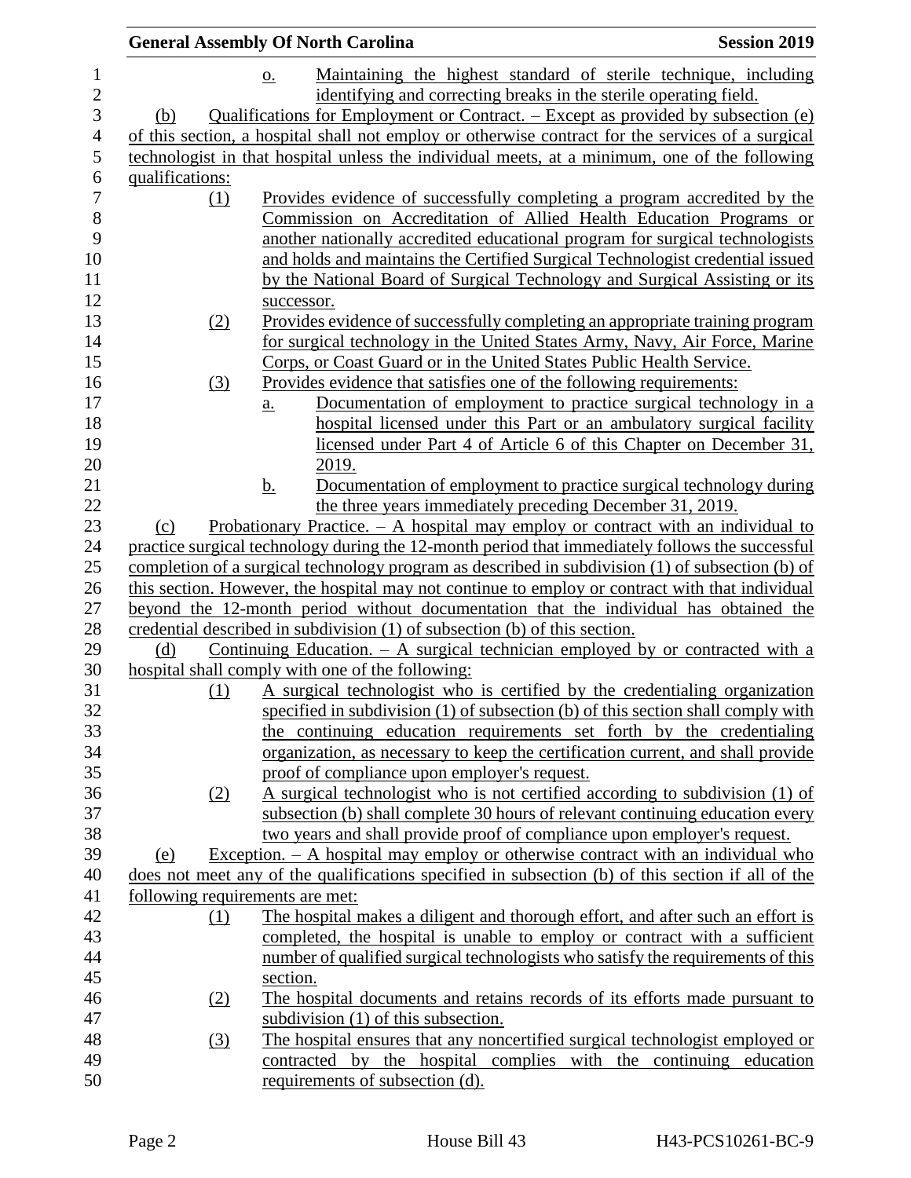o. Maintaining the highest standard of sterile technique, including identifying and correcting breaks in the sterile operating field.

(b) Qualifications for Employment or Contract. – Except as provided by subsection (e) of this section, a hospital shall not employ or otherwise contract for the services of a surgical technologist in that hospital unless the individual meets, at a minimum, one of the following qualifications:

(1) Provides evidence of successfully completing a program accredited by the Commission on Accreditation of Allied Health Education Programs or another nationally accredited educational program for surgical technologists and holds and maintains the Certified Surgical Technologist credential issued by the National Board of Surgical Technology and Surgical Assisting or its successor.

(2) Provides evidence of successfully completing an appropriate training program for surgical technology in the United States Army, Navy, Air Force, Marine Corps, or Coast Guard or in the United States Public Health Service.

(3) Provides evidence that satisfies one of the following requirements:

a. Documentation of employment to practice surgical technology in a hospital licensed under this Part or an ambulatory surgical facility licensed under Part 4 of Article 6 of this Chapter on December 31, 2019.

b. Documentation of employment to practice surgical technology during the three years immediately preceding December 31, 2019.

(c) Probationary Practice. – A hospital may employ or contract with an individual to practice surgical technology during the 12-month period that immediately follows the successful completion of a surgical technology program as described in subdivision (1) of subsection (b) of this section. However, the hospital may not continue to employ or contract with that individual beyond the 12-month period without documentation that the individual has obtained the credential described in subdivision (1) of subsection (b) of this section.

(d) Continuing Education. – A surgical technician employed by or contracted with a hospital shall comply with one of the following:

(1) A surgical technologist who is certified by the credentialing organization specified in subdivision (1) of subsection (b) of this section shall comply with the continuing education requirements set forth by the credentialing organization, as necessary to keep the certification current, and shall provide proof of compliance upon employer's request.

(2) A surgical technologist who is not certified according to subdivision (1) of subsection (b) shall complete 30 hours of relevant continuing education every two years and shall provide proof of compliance upon employer's request.

(e) Exception. – A hospital may employ or otherwise contract with an individual who does not meet any of the qualifications specified in subsection (b) of this section if all of the following requirements are met:

(1) The hospital makes a diligent and thorough effort, and after such an effort is completed, the hospital is unable to employ or contract with a sufficient number of qualified surgical technologists who satisfy the requirements of this section.

(2) The hospital documents and retains records of its efforts made pursuant to subdivision (1) of this subsection.

(3) The hospital ensures that any noncertified surgical technologist employed or contracted by the hospital complies with the continuing education requirements of subsection (d).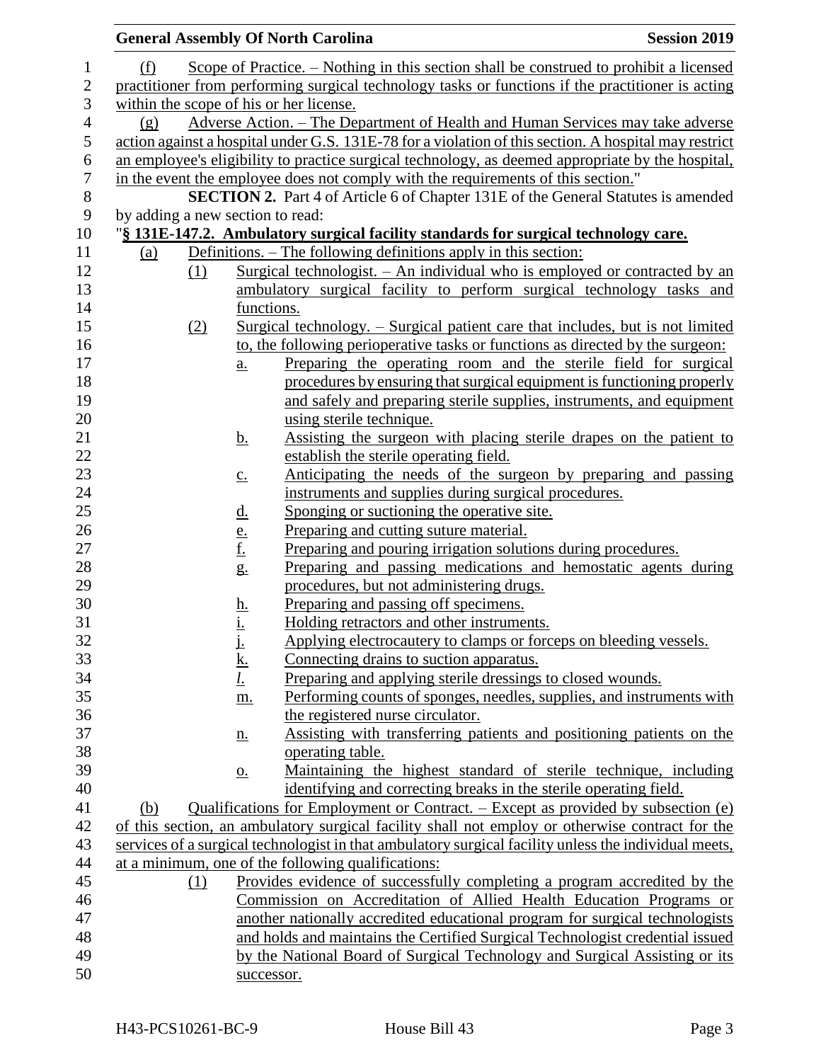(f) Scope of Practice. – Nothing in this section shall be construed to prohibit a licensed practitioner from performing surgical technology tasks or functions if the practitioner is acting within the scope of his or her license.

(g) Adverse Action. – The Department of Health and Human Services may take adverse action against a hospital under G.S. 131E-78 for a violation of this section. A hospital may restrict an employee's eligibility to practice surgical technology, as deemed appropriate by the hospital, in the event the employee does not comply with the requirements of this section."

**SECTION 2.** Part 4 of Article 6 of Chapter 131E of the General Statutes is amended by adding a new section to read:

"**§ 131E-147.2. Ambulatory surgical facility standards for surgical technology care.**

(a) Definitions. – The following definitions apply in this section:

(1) Surgical technologist. – An individual who is employed or contracted by an ambulatory surgical facility to perform surgical technology tasks and functions.

(2) Surgical technology. – Surgical patient care that includes, but is not limited to, the following perioperative tasks or functions as directed by the surgeon:

a. Preparing the operating room and the sterile field for surgical procedures by ensuring that surgical equipment is functioning properly and safely and preparing sterile supplies, instruments, and equipment using sterile technique.

b. Assisting the surgeon with placing sterile drapes on the patient to establish the sterile operating field.

c. Anticipating the needs of the surgeon by preparing and passing instruments and supplies during surgical procedures.

d. Sponging or suctioning the operative site.

e. Preparing and cutting suture material.

f. Preparing and pouring irrigation solutions during procedures.

g. Preparing and passing medications and hemostatic agents during procedures, but not administering drugs.

h. Preparing and passing off specimens.

i. Holding retractors and other instruments.

j. Applying electrocautery to clamps or forceps on bleeding vessels.

k. Connecting drains to suction apparatus.

*l.* Preparing and applying sterile dressings to closed wounds.

m. Performing counts of sponges, needles, supplies, and instruments with the registered nurse circulator.

n. Assisting with transferring patients and positioning patients on the operating table.

o. Maintaining the highest standard of sterile technique, including identifying and correcting breaks in the sterile operating field.

(b) Qualifications for Employment or Contract. – Except as provided by subsection (e) of this section, an ambulatory surgical facility shall not employ or otherwise contract for the services of a surgical technologist in that ambulatory surgical facility unless the individual meets, at a minimum, one of the following qualifications:

(1) Provides evidence of successfully completing a program accredited by the Commission on Accreditation of Allied Health Education Programs or another nationally accredited educational program for surgical technologists and holds and maintains the Certified Surgical Technologist credential issued by the National Board of Surgical Technology and Surgical Assisting or its successor.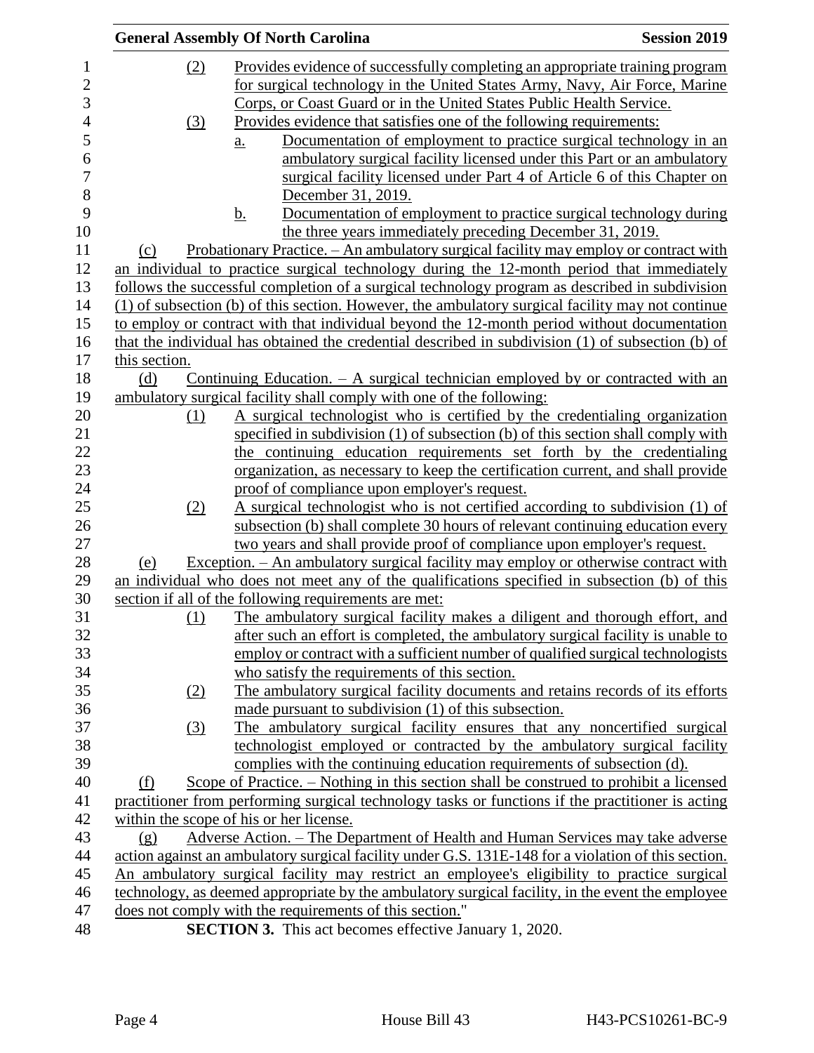(2) Provides evidence of successfully completing an appropriate training program for surgical technology in the United States Army, Navy, Air Force, Marine Corps, or Coast Guard or in the United States Public Health Service.

(3) Provides evidence that satisfies one of the following requirements:

a. Documentation of employment to practice surgical technology in an ambulatory surgical facility licensed under this Part or an ambulatory surgical facility licensed under Part 4 of Article 6 of this Chapter on December 31, 2019.

b. Documentation of employment to practice surgical technology during the three years immediately preceding December 31, 2019.

(c) Probationary Practice. – An ambulatory surgical facility may employ or contract with an individual to practice surgical technology during the 12-month period that immediately follows the successful completion of a surgical technology program as described in subdivision (1) of subsection (b) of this section. However, the ambulatory surgical facility may not continue to employ or contract with that individual beyond the 12-month period without documentation that the individual has obtained the credential described in subdivision (1) of subsection (b) of this section.

(d) Continuing Education. – A surgical technician employed by or contracted with an ambulatory surgical facility shall comply with one of the following:

(1) A surgical technologist who is certified by the credentialing organization specified in subdivision (1) of subsection (b) of this section shall comply with the continuing education requirements set forth by the credentialing organization, as necessary to keep the certification current, and shall provide proof of compliance upon employer's request.

(2) A surgical technologist who is not certified according to subdivision (1) of subsection (b) shall complete 30 hours of relevant continuing education every two years and shall provide proof of compliance upon employer's request.

(e) Exception. – An ambulatory surgical facility may employ or otherwise contract with an individual who does not meet any of the qualifications specified in subsection (b) of this section if all of the following requirements are met:

(1) The ambulatory surgical facility makes a diligent and thorough effort, and after such an effort is completed, the ambulatory surgical facility is unable to employ or contract with a sufficient number of qualified surgical technologists who satisfy the requirements of this section.

(2) The ambulatory surgical facility documents and retains records of its efforts made pursuant to subdivision (1) of this subsection.

(3) The ambulatory surgical facility ensures that any noncertified surgical technologist employed or contracted by the ambulatory surgical facility complies with the continuing education requirements of subsection (d).

(f) Scope of Practice. – Nothing in this section shall be construed to prohibit a licensed practitioner from performing surgical technology tasks or functions if the practitioner is acting within the scope of his or her license.

(g) Adverse Action. – The Department of Health and Human Services may take adverse action against an ambulatory surgical facility under G.S. 131E-148 for a violation of this section. An ambulatory surgical facility may restrict an employee's eligibility to practice surgical technology, as deemed appropriate by the ambulatory surgical facility, in the event the employee does not comply with the requirements of this section."

**SECTION 3.** This act becomes effective January 1, 2020.